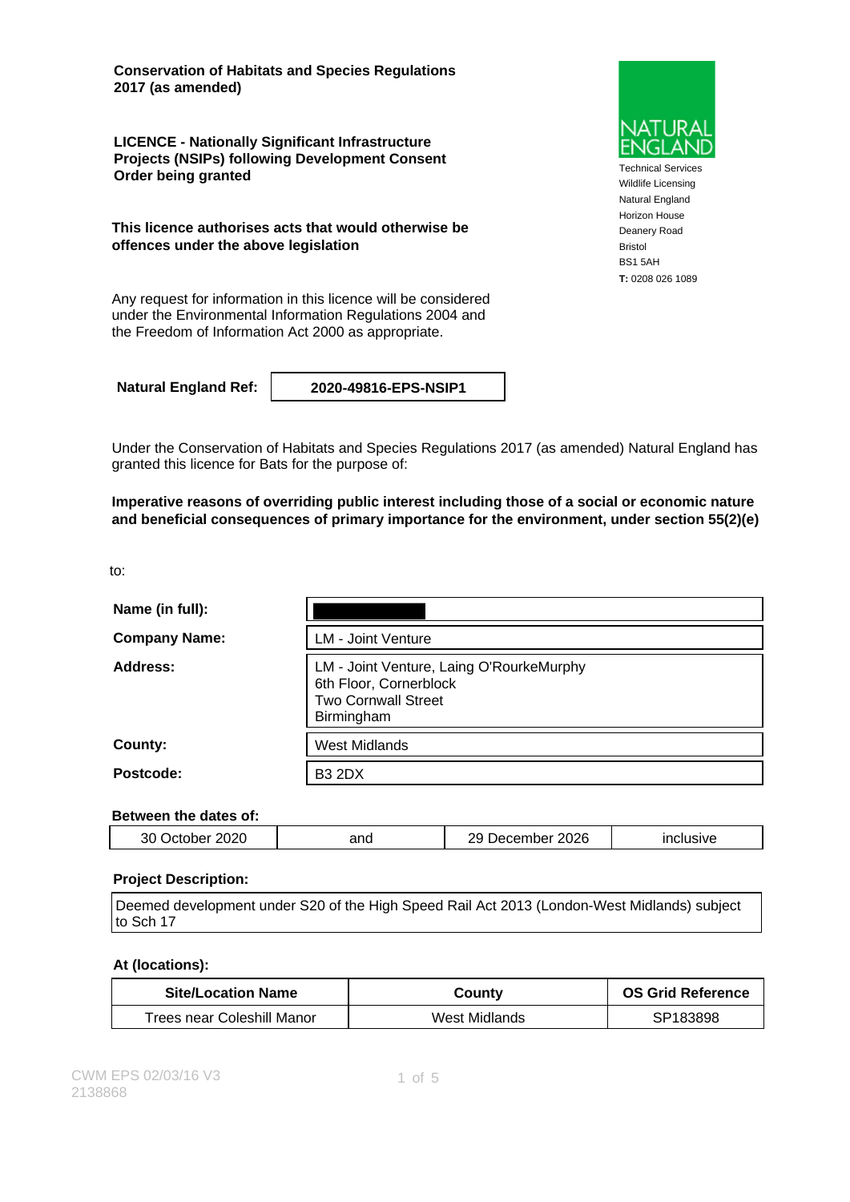**Conservation of Habitats and Species Regulations 2017 (as amended)**

**LICENCE - Nationally Significant Infrastructure Projects (NSIPs) following Development Consent Order being granted**

**This licence authorises acts that would otherwise be offences under the above legislation**

Any request for information in this licence will be considered under the Environmental Information Regulations 2004 and the Freedom of Information Act 2000 as appropriate.

NATURAL ENGLAND

Technical Services
Wildlife Licensing
Natural England
Horizon House
Deanery Road
Bristol
BS1 5AH
**T:** 0208 026 1089

| **Natural England Ref:** | **2020-49816-EPS-NSIP1** |
|---|---|

Under the Conservation of Habitats and Species Regulations 2017 (as amended) Natural England has granted this licence for Bats for the purpose of:

**Imperative reasons of overriding public interest including those of a social or economic nature and beneficial consequences of primary importance for the environment, under section 55(2)(e)**

to:

| | |
|---|---|
| **Name (in full):** | |
| **Company Name:** | LM - Joint Venture |
| **Address:** | LM - Joint Venture, Laing O'RourkeMurphy<br>6th Floor, Cornerblock<br>Two Cornwall Street<br>Birmingham |
| **County:** | West Midlands |
| **Postcode:** | B3 2DX |

**Between the dates of:**

| | | | |
|---|---|---|---|
| 30 October 2020 | and | 29 December 2026 | inclusive |

**Project Description:**

Deemed development under S20 of the High Speed Rail Act 2013 (London-West Midlands) subject to Sch 17

**At (locations):**

| Site/Location Name | County | OS Grid Reference |
|---|---|---|
| Trees near Coleshill Manor | West Midlands | SP183898 |

CWM EPS 02/03/16 V3
2138868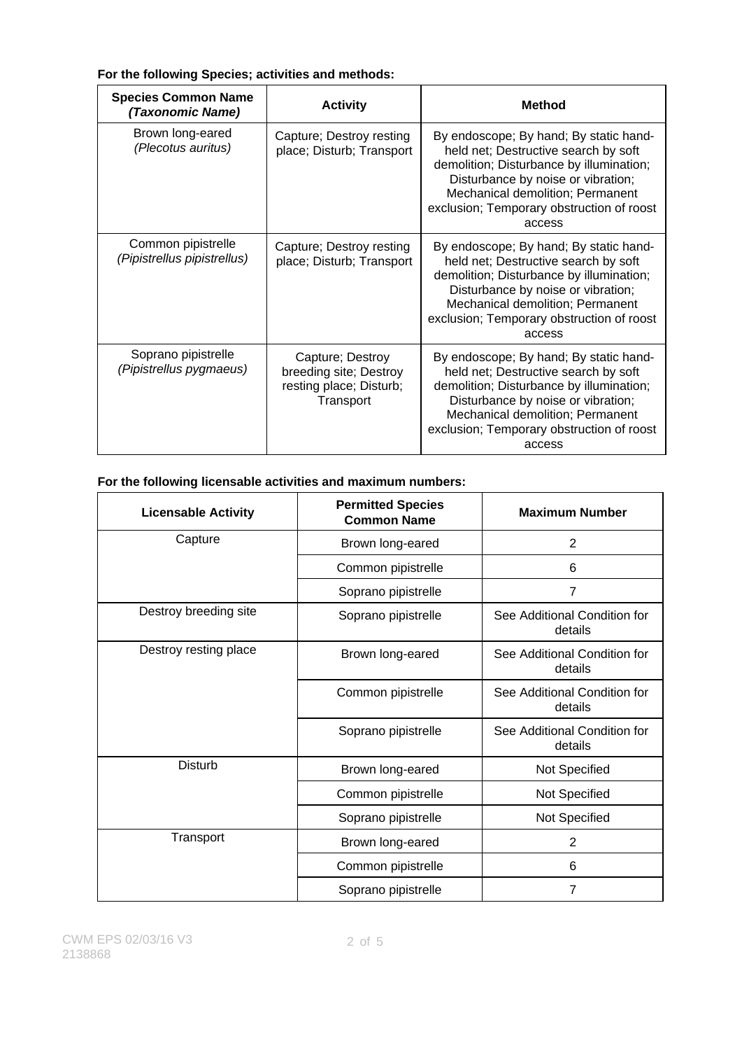**For the following Species; activities and methods:**

| Species Common Name *(Taxonomic Name)* | Activity | Method |
|---|---|---|
| Brown long-eared *(Plecotus auritus)* | Capture; Destroy resting place; Disturb; Transport | By endoscope; By hand; By static hand-held net; Destructive search by soft demolition; Disturbance by illumination; Disturbance by noise or vibration; Mechanical demolition; Permanent exclusion; Temporary obstruction of roost access |
| Common pipistrelle *(Pipistrellus pipistrellus)* | Capture; Destroy resting place; Disturb; Transport | By endoscope; By hand; By static hand-held net; Destructive search by soft demolition; Disturbance by illumination; Disturbance by noise or vibration; Mechanical demolition; Permanent exclusion; Temporary obstruction of roost access |
| Soprano pipistrelle *(Pipistrellus pygmaeus)* | Capture; Destroy breeding site; Destroy resting place; Disturb; Transport | By endoscope; By hand; By static hand-held net; Destructive search by soft demolition; Disturbance by illumination; Disturbance by noise or vibration; Mechanical demolition; Permanent exclusion; Temporary obstruction of roost access |

**For the following licensable activities and maximum numbers:**

| Licensable Activity | Permitted Species Common Name | Maximum Number |
|---|---|---|
| Capture | Brown long-eared | 2 |
| | Common pipistrelle | 6 |
| | Soprano pipistrelle | 7 |
| Destroy breeding site | Soprano pipistrelle | See Additional Condition for details |
| Destroy resting place | Brown long-eared | See Additional Condition for details |
| | Common pipistrelle | See Additional Condition for details |
| | Soprano pipistrelle | See Additional Condition for details |
| Disturb | Brown long-eared | Not Specified |
| | Common pipistrelle | Not Specified |
| | Soprano pipistrelle | Not Specified |
| Transport | Brown long-eared | 2 |
| | Common pipistrelle | 6 |
| | Soprano pipistrelle | 7 |

CWM EPS 02/03/16 V3
2138868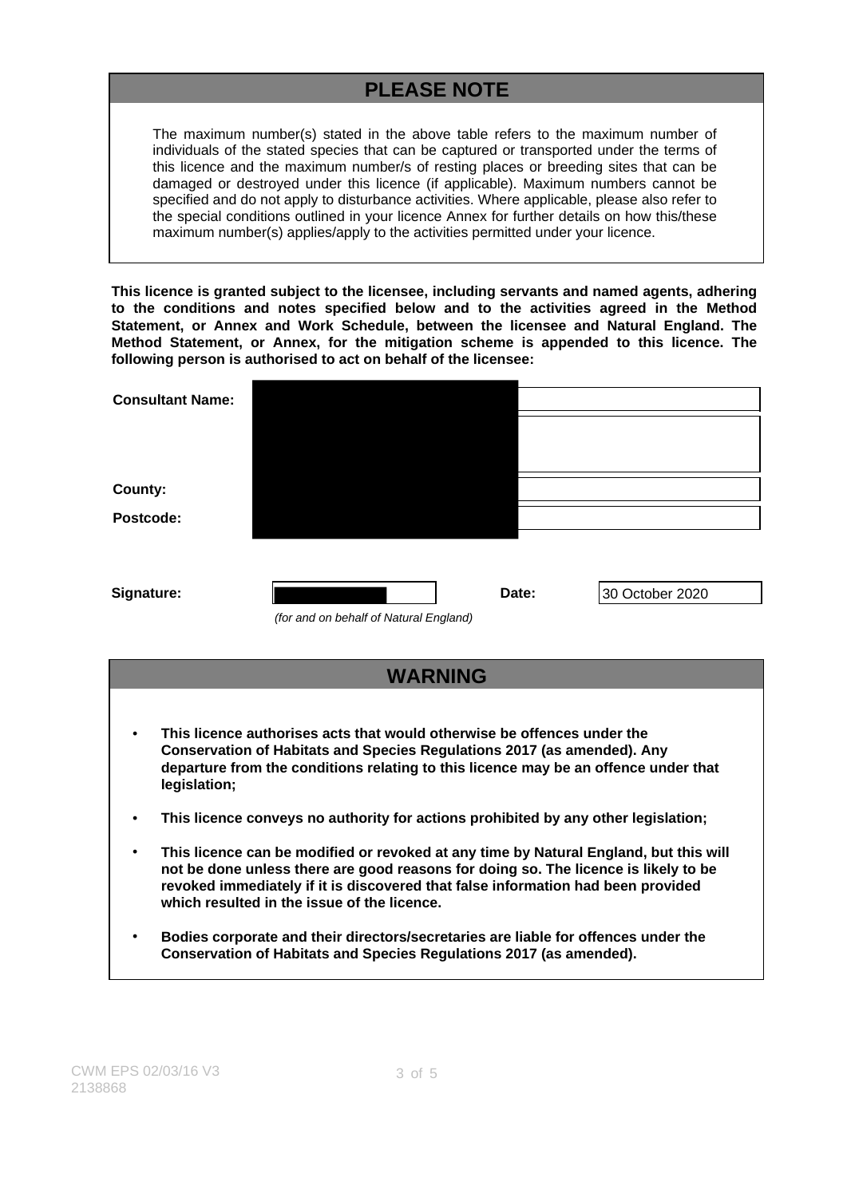## PLEASE NOTE

The maximum number(s) stated in the above table refers to the maximum number of individuals of the stated species that can be captured or transported under the terms of this licence and the maximum number/s of resting places or breeding sites that can be damaged or destroyed under this licence (if applicable). Maximum numbers cannot be specified and do not apply to disturbance activities. Where applicable, please also refer to the special conditions outlined in your licence Annex for further details on how this/these maximum number(s) applies/apply to the activities permitted under your licence.

**This licence is granted subject to the licensee, including servants and named agents, adhering to the conditions and notes specified below and to the activities agreed in the Method Statement, or Annex and Work Schedule, between the licensee and Natural England. The Method Statement, or Annex, for the mitigation scheme is appended to this licence. The following person is authorised to act on behalf of the licensee:**

| | |
|---|---|
| **Consultant Name:** | |
| | |
| **County:** | |
| **Postcode:** | |

| | | | |
|---|---|---|---|
| **Signature:** | | **Date:** | 30 October 2020 |

*(for and on behalf of Natural England)*

## WARNING

- **This licence authorises acts that would otherwise be offences under the Conservation of Habitats and Species Regulations 2017 (as amended). Any departure from the conditions relating to this licence may be an offence under that legislation;**
- **This licence conveys no authority for actions prohibited by any other legislation;**
- **This licence can be modified or revoked at any time by Natural England, but this will not be done unless there are good reasons for doing so. The licence is likely to be revoked immediately if it is discovered that false information had been provided which resulted in the issue of the licence.**
- **Bodies corporate and their directors/secretaries are liable for offences under the Conservation of Habitats and Species Regulations 2017 (as amended).**

CWM EPS 02/03/16 V3
2138868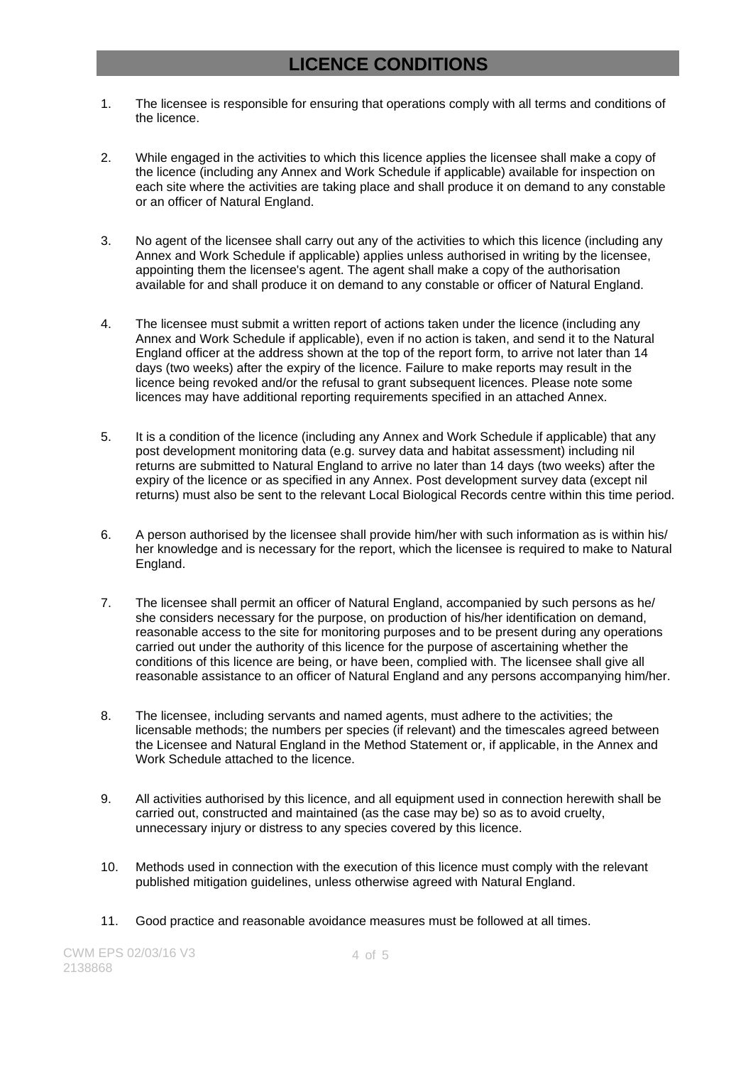# LICENCE CONDITIONS

1. The licensee is responsible for ensuring that operations comply with all terms and conditions of the licence.

2. While engaged in the activities to which this licence applies the licensee shall make a copy of the licence (including any Annex and Work Schedule if applicable) available for inspection on each site where the activities are taking place and shall produce it on demand to any constable or an officer of Natural England.

3. No agent of the licensee shall carry out any of the activities to which this licence (including any Annex and Work Schedule if applicable) applies unless authorised in writing by the licensee, appointing them the licensee's agent. The agent shall make a copy of the authorisation available for and shall produce it on demand to any constable or officer of Natural England.

4. The licensee must submit a written report of actions taken under the licence (including any Annex and Work Schedule if applicable), even if no action is taken, and send it to the Natural England officer at the address shown at the top of the report form, to arrive not later than 14 days (two weeks) after the expiry of the licence. Failure to make reports may result in the licence being revoked and/or the refusal to grant subsequent licences. Please note some licences may have additional reporting requirements specified in an attached Annex.

5. It is a condition of the licence (including any Annex and Work Schedule if applicable) that any post development monitoring data (e.g. survey data and habitat assessment) including nil returns are submitted to Natural England to arrive no later than 14 days (two weeks) after the expiry of the licence or as specified in any Annex. Post development survey data (except nil returns) must also be sent to the relevant Local Biological Records centre within this time period.

6. A person authorised by the licensee shall provide him/her with such information as is within his/ her knowledge and is necessary for the report, which the licensee is required to make to Natural England.

7. The licensee shall permit an officer of Natural England, accompanied by such persons as he/ she considers necessary for the purpose, on production of his/her identification on demand, reasonable access to the site for monitoring purposes and to be present during any operations carried out under the authority of this licence for the purpose of ascertaining whether the conditions of this licence are being, or have been, complied with. The licensee shall give all reasonable assistance to an officer of Natural England and any persons accompanying him/her.

8. The licensee, including servants and named agents, must adhere to the activities; the licensable methods; the numbers per species (if relevant) and the timescales agreed between the Licensee and Natural England in the Method Statement or, if applicable, in the Annex and Work Schedule attached to the licence.

9. All activities authorised by this licence, and all equipment used in connection herewith shall be carried out, constructed and maintained (as the case may be) so as to avoid cruelty, unnecessary injury or distress to any species covered by this licence.

10. Methods used in connection with the execution of this licence must comply with the relevant published mitigation guidelines, unless otherwise agreed with Natural England.

11. Good practice and reasonable avoidance measures must be followed at all times.

CWM EPS 02/03/16 V3
2138868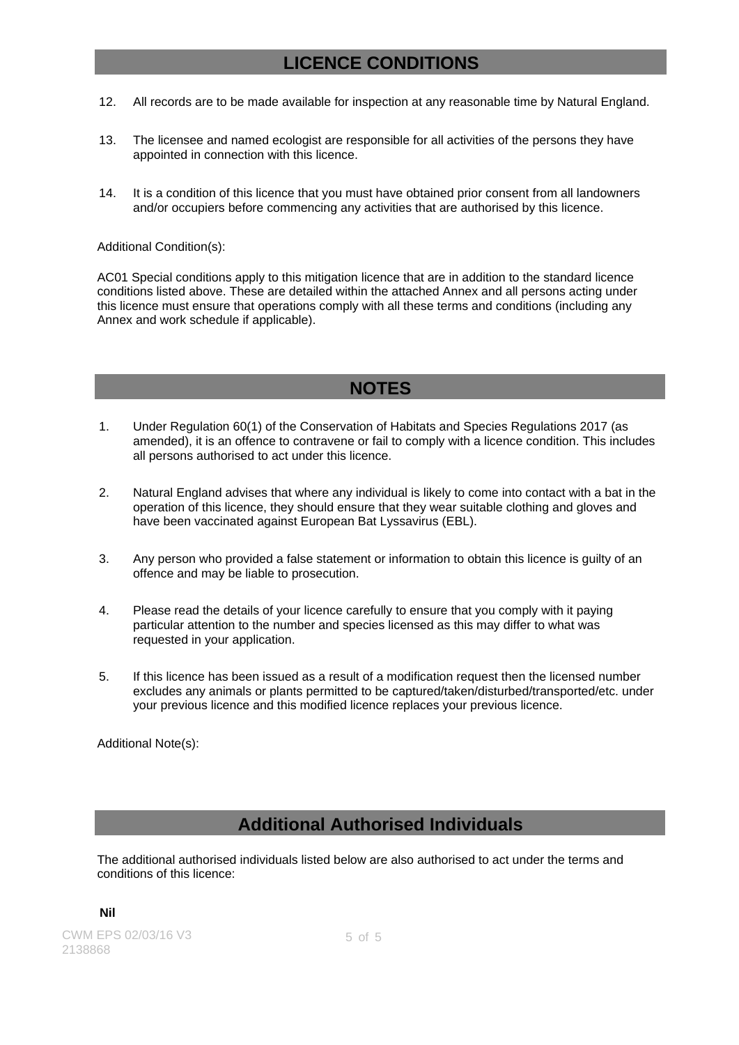## LICENCE CONDITIONS

12. All records are to be made available for inspection at any reasonable time by Natural England.

13. The licensee and named ecologist are responsible for all activities of the persons they have appointed in connection with this licence.

14. It is a condition of this licence that you must have obtained prior consent from all landowners and/or occupiers before commencing any activities that are authorised by this licence.

Additional Condition(s):

AC01 Special conditions apply to this mitigation licence that are in addition to the standard licence conditions listed above. These are detailed within the attached Annex and all persons acting under this licence must ensure that operations comply with all these terms and conditions (including any Annex and work schedule if applicable).

## NOTES

1. Under Regulation 60(1) of the Conservation of Habitats and Species Regulations 2017 (as amended), it is an offence to contravene or fail to comply with a licence condition. This includes all persons authorised to act under this licence.

2. Natural England advises that where any individual is likely to come into contact with a bat in the operation of this licence, they should ensure that they wear suitable clothing and gloves and have been vaccinated against European Bat Lyssavirus (EBL).

3. Any person who provided a false statement or information to obtain this licence is guilty of an offence and may be liable to prosecution.

4. Please read the details of your licence carefully to ensure that you comply with it paying particular attention to the number and species licensed as this may differ to what was requested in your application.

5. If this licence has been issued as a result of a modification request then the licensed number excludes any animals or plants permitted to be captured/taken/disturbed/transported/etc. under your previous licence and this modified licence replaces your previous licence.

Additional Note(s):

## Additional Authorised Individuals

The additional authorised individuals listed below are also authorised to act under the terms and conditions of this licence:

**Nil**

CWM EPS 02/03/16 V3
2138868